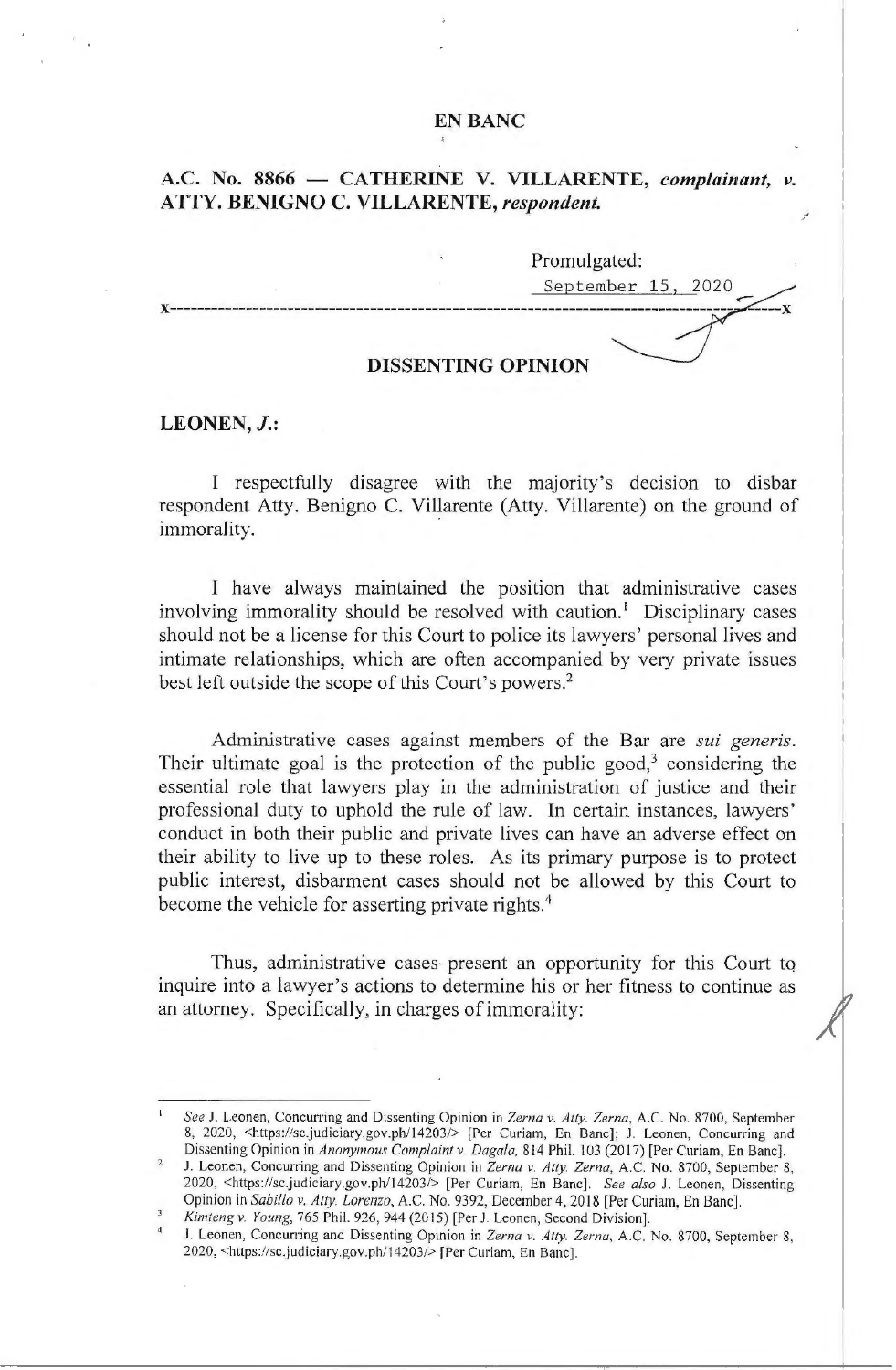**EN BANC**

**A.C. No. 8866 — CATHERINE V. VILLARENTE, *complainant*, *v.* ATTY. BENIGNO C. VILLARENTE, *respondent.***

Promulgated:

September 15, 2020

x-----------------------------------------------------------------------------------------x

**DISSENTING OPINION**

**LEONEN, *J.*:**

I respectfully disagree with the majority's decision to disbar respondent Atty. Benigno C. Villarente (Atty. Villarente) on the ground of immorality.

I have always maintained the position that administrative cases involving immorality should be resolved with caution.[1] Disciplinary cases should not be a license for this Court to police its lawyers' personal lives and intimate relationships, which are often accompanied by very private issues best left outside the scope of this Court's powers.[2]

Administrative cases against members of the Bar are *sui generis*. Their ultimate goal is the protection of the public good,[3] considering the essential role that lawyers play in the administration of justice and their professional duty to uphold the rule of law. In certain instances, lawyers' conduct in both their public and private lives can have an adverse effect on their ability to live up to these roles. As its primary purpose is to protect public interest, disbarment cases should not be allowed by this Court to become the vehicle for asserting private rights.[4]

Thus, administrative cases present an opportunity for this Court to inquire into a lawyer's actions to determine his or her fitness to continue as an attorney. Specifically, in charges of immorality:

---

[1] *See* J. Leonen, Concurring and Dissenting Opinion in *Zerna v. Atty. Zerna*, A.C. No. 8700, September 8, 2020, <https://sc.judiciary.gov.ph/14203/> [Per Curiam, En Banc]; J. Leonen, Concurring and Dissenting Opinion in *Anonymous Complaint v. Dagala*, 814 Phil. 103 (2017) [Per Curiam, En Banc].

[2] J. Leonen, Concurring and Dissenting Opinion in *Zerna v. Atty. Zerna*, A.C. No. 8700, September 8, 2020, <https://sc.judiciary.gov.ph/14203/> [Per Curiam, En Banc]. *See also* J. Leonen, Dissenting Opinion in *Sabillo v. Atty. Lorenzo*, A.C. No. 9392, December 4, 2018 [Per Curiam, En Banc].

[3] *Kimteng v. Young*, 765 Phil. 926, 944 (2015) [Per J. Leonen, Second Division].

[4] J. Leonen, Concurring and Dissenting Opinion in *Zerna v. Atty. Zerna*, A.C. No. 8700, September 8, 2020, <https://sc.judiciary.gov.ph/14203/> [Per Curiam, En Banc].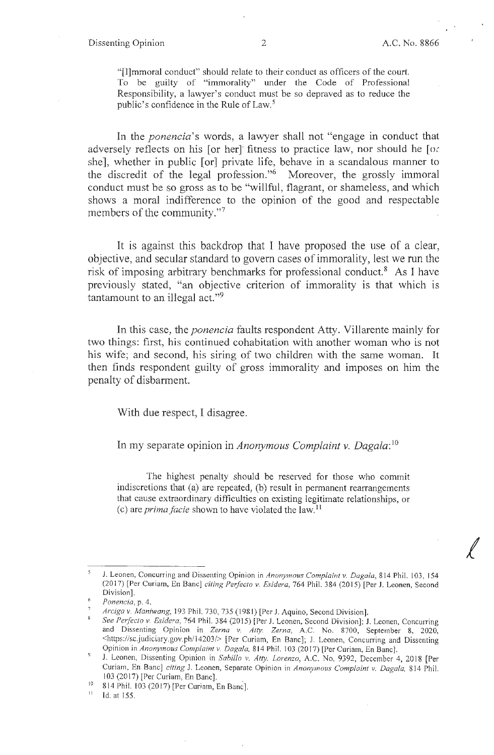"[I]mmoral conduct" should relate to their conduct as officers of the court. To be guilty of "immorality" under the Code of Professional Responsibility, a lawyer's conduct must be so depraved as to reduce the public's confidence in the Rule of Law.[5]

In the *ponencia*'s words, a lawyer shall not "engage in conduct that adversely reflects on his [or her] fitness to practice law, nor should he [or she], whether in public [or] private life, behave in a scandalous manner to the discredit of the legal profession."[6] Moreover, the grossly immoral conduct must be so gross as to be "willful, flagrant, or shameless, and which shows a moral indifference to the opinion of the good and respectable members of the community."[7]

It is against this backdrop that I have proposed the use of a clear, objective, and secular standard to govern cases of immorality, lest we run the risk of imposing arbitrary benchmarks for professional conduct.[8] As I have previously stated, "an objective criterion of immorality is that which is tantamount to an illegal act."[9]

In this case, the *ponencia* faults respondent Atty. Villarente mainly for two things: first, his continued cohabitation with another woman who is not his wife; and second, his siring of two children with the same woman. It then finds respondent guilty of gross immorality and imposes on him the penalty of disbarment.

With due respect, I disagree.

In my separate opinion in *Anonymous Complaint v. Dagala*:[10]

> The highest penalty should be reserved for those who commit indiscretions that (a) are repeated, (b) result in permanent rearrangements that cause extraordinary difficulties on existing legitimate relationships, or (c) are *prima facie* shown to have violated the law.[11]

---

[5] J. Leonen, Concurring and Dissenting Opinion in *Anonymous Complaint v. Dagala*, 814 Phil. 103, 154 (2017) [Per Curiam, En Banc] *citing Perfecto v. Esidera*, 764 Phil. 384 (2015) [Per J. Leonen, Second Division].

[6] *Ponencia*, p. 4.

[7] *Arciga v. Maniwang*, 193 Phil. 730, 735 (1981) [Per J. Aquino, Second Division].

[8] *See Perfecto v. Esidera*, 764 Phil. 384 (2015) [Per J. Leonen, Second Division]; J. Leonen, Concurring and Dissenting Opinion in *Zerna v. Atty. Zerna*, A.C. No. 8700, September 8, 2020, <https://sc.judiciary.gov.ph/14203/> [Per Curiam, En Banc]; J. Leonen, Concurring and Dissenting Opinion in *Anonymous Complaint v. Dagala*, 814 Phil. 103 (2017) [Per Curiam, En Banc].

[9] J. Leonen, Dissenting Opinion in *Sabillo v. Atty. Lorenzo*, A.C. No. 9392, December 4, 2018 [Per Curiam, En Banc] *citing* J. Leonen, Separate Opinion in *Anonymous Complaint v. Dagala*, 814 Phil. 103 (2017) [Per Curiam, En Banc].

[10] 814 Phil. 103 (2017) [Per Curiam, En Banc].

[11] Id. at 155.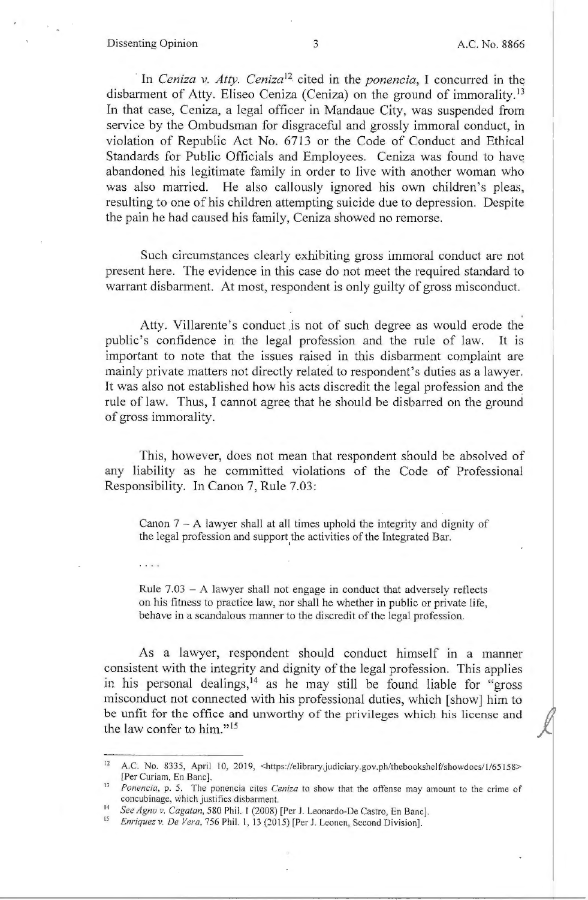In *Ceniza v. Atty. Ceniza*[12] cited in the *ponencia*, I concurred in the disbarment of Atty. Eliseo Ceniza (Ceniza) on the ground of immorality.[13] In that case, Ceniza, a legal officer in Mandaue City, was suspended from service by the Ombudsman for disgraceful and grossly immoral conduct, in violation of Republic Act No. 6713 or the Code of Conduct and Ethical Standards for Public Officials and Employees. Ceniza was found to have abandoned his legitimate family in order to live with another woman who was also married. He also callously ignored his own children's pleas, resulting to one of his children attempting suicide due to depression. Despite the pain he had caused his family, Ceniza showed no remorse.

Such circumstances clearly exhibiting gross immoral conduct are not present here. The evidence in this case do not meet the required standard to warrant disbarment. At most, respondent is only guilty of gross misconduct.

Atty. Villarente's conduct is not of such degree as would erode the public's confidence in the legal profession and the rule of law. It is important to note that the issues raised in this disbarment complaint are mainly private matters not directly related to respondent's duties as a lawyer. It was also not established how his acts discredit the legal profession and the rule of law. Thus, I cannot agree that he should be disbarred on the ground of gross immorality.

This, however, does not mean that respondent should be absolved of any liability as he committed violations of the Code of Professional Responsibility. In Canon 7, Rule 7.03:

> Canon 7 – A lawyer shall at all times uphold the integrity and dignity of the legal profession and support the activities of the Integrated Bar.
>
> . . . .
>
> Rule 7.03 – A lawyer shall not engage in conduct that adversely reflects on his fitness to practice law, nor shall he whether in public or private life, behave in a scandalous manner to the discredit of the legal profession.

As a lawyer, respondent should conduct himself in a manner consistent with the integrity and dignity of the legal profession. This applies in his personal dealings,[14] as he may still be found liable for "gross misconduct not connected with his professional duties, which [show] him to be unfit for the office and unworthy of the privileges which his license and the law confer to him."[15]

---

[12] A.C. No. 8335, April 10, 2019, <https://elibrary.judiciary.gov.ph/thebookshelf/showdocs/1/65158> [Per Curiam, En Banc].

[13] *Ponencia*, p. 5. The ponencia cites *Ceniza* to show that the offense may amount to the crime of concubinage, which justifies disbarment.

[14] *See Agno v. Cagatan*, 580 Phil. 1 (2008) [Per J. Leonardo-De Castro, En Banc].

[15] *Enriquez v. De Vera*, 756 Phil. 1, 13 (2015) [Per J. Leonen, Second Division].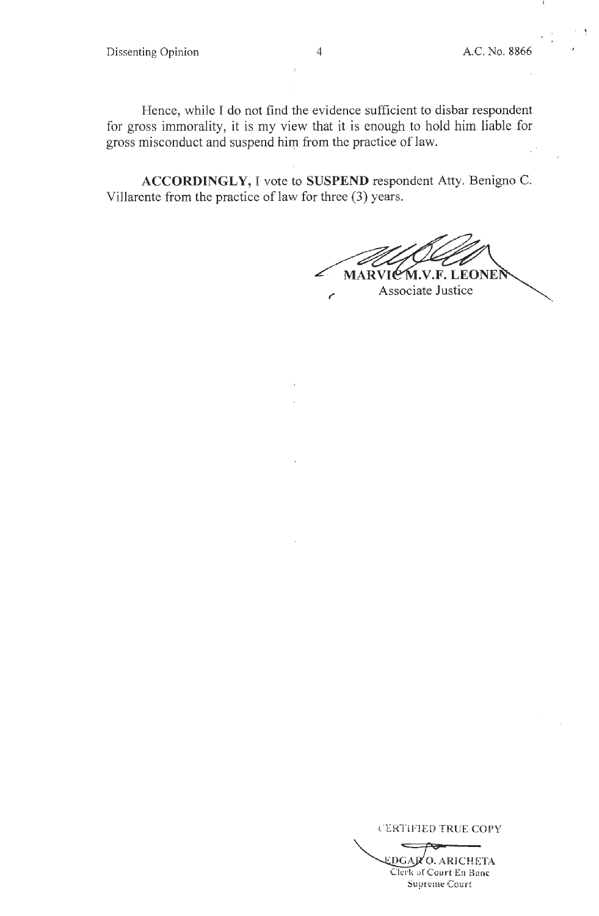Hence, while I do not find the evidence sufficient to disbar respondent for gross immorality, it is my view that it is enough to hold him liable for gross misconduct and suspend him from the practice of law.

**ACCORDINGLY,** I vote to **SUSPEND** respondent Atty. Benigno C. Villarente from the practice of law for three (3) years.

MARVIC M.V.F. LEONEN
Associate Justice

CERTIFIED TRUE COPY

EDGAR O. ARICHETA
Clerk of Court En Banc
Supreme Court